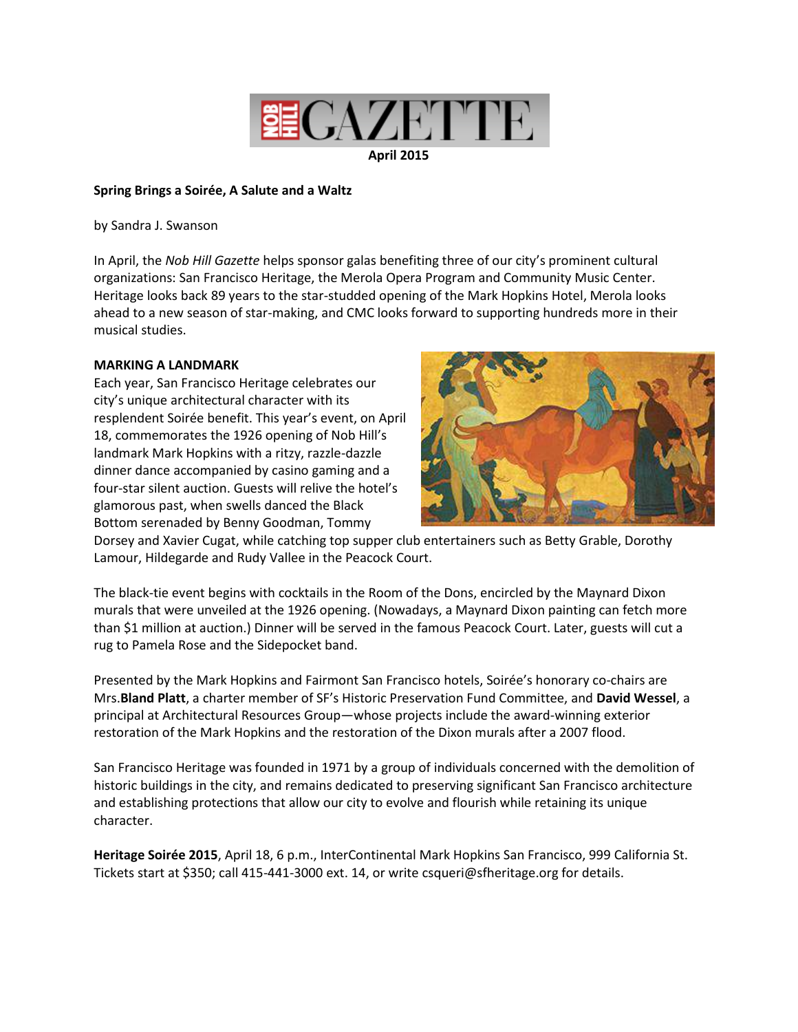NOB HILL GAZETTE

April 2015

**Spring Brings a Soirée, A Salute and a Waltz**

by Sandra J. Swanson

In April, the *Nob Hill Gazette* helps sponsor galas benefiting three of our city's prominent cultural organizations: San Francisco Heritage, the Merola Opera Program and Community Music Center. Heritage looks back 89 years to the star-studded opening of the Mark Hopkins Hotel, Merola looks ahead to a new season of star-making, and CMC looks forward to supporting hundreds more in their musical studies.

**MARKING A LANDMARK**

Each year, San Francisco Heritage celebrates our city's unique architectural character with its resplendent Soirée benefit. This year's event, on April 18, commemorates the 1926 opening of Nob Hill's landmark Mark Hopkins with a ritzy, razzle-dazzle dinner dance accompanied by casino gaming and a four-star silent auction. Guests will relive the hotel's glamorous past, when swells danced the Black Bottom serenaded by Benny Goodman, Tommy Dorsey and Xavier Cugat, while catching top supper club entertainers such as Betty Grable, Dorothy Lamour, Hildegarde and Rudy Vallee in the Peacock Court.

The black-tie event begins with cocktails in the Room of the Dons, encircled by the Maynard Dixon murals that were unveiled at the 1926 opening. (Nowadays, a Maynard Dixon painting can fetch more than $1 million at auction.) Dinner will be served in the famous Peacock Court. Later, guests will cut a rug to Pamela Rose and the Sidepocket band.

Presented by the Mark Hopkins and Fairmont San Francisco hotels, Soirée's honorary co-chairs are Mrs.**Bland Platt**, a charter member of SF's Historic Preservation Fund Committee, and **David Wessel**, a principal at Architectural Resources Group—whose projects include the award-winning exterior restoration of the Mark Hopkins and the restoration of the Dixon murals after a 2007 flood.

San Francisco Heritage was founded in 1971 by a group of individuals concerned with the demolition of historic buildings in the city, and remains dedicated to preserving significant San Francisco architecture and establishing protections that allow our city to evolve and flourish while retaining its unique character.

**Heritage Soirée 2015**, April 18, 6 p.m., InterContinental Mark Hopkins San Francisco, 999 California St. Tickets start at $350; call 415-441-3000 ext. 14, or write csqueri@sfheritage.org for details.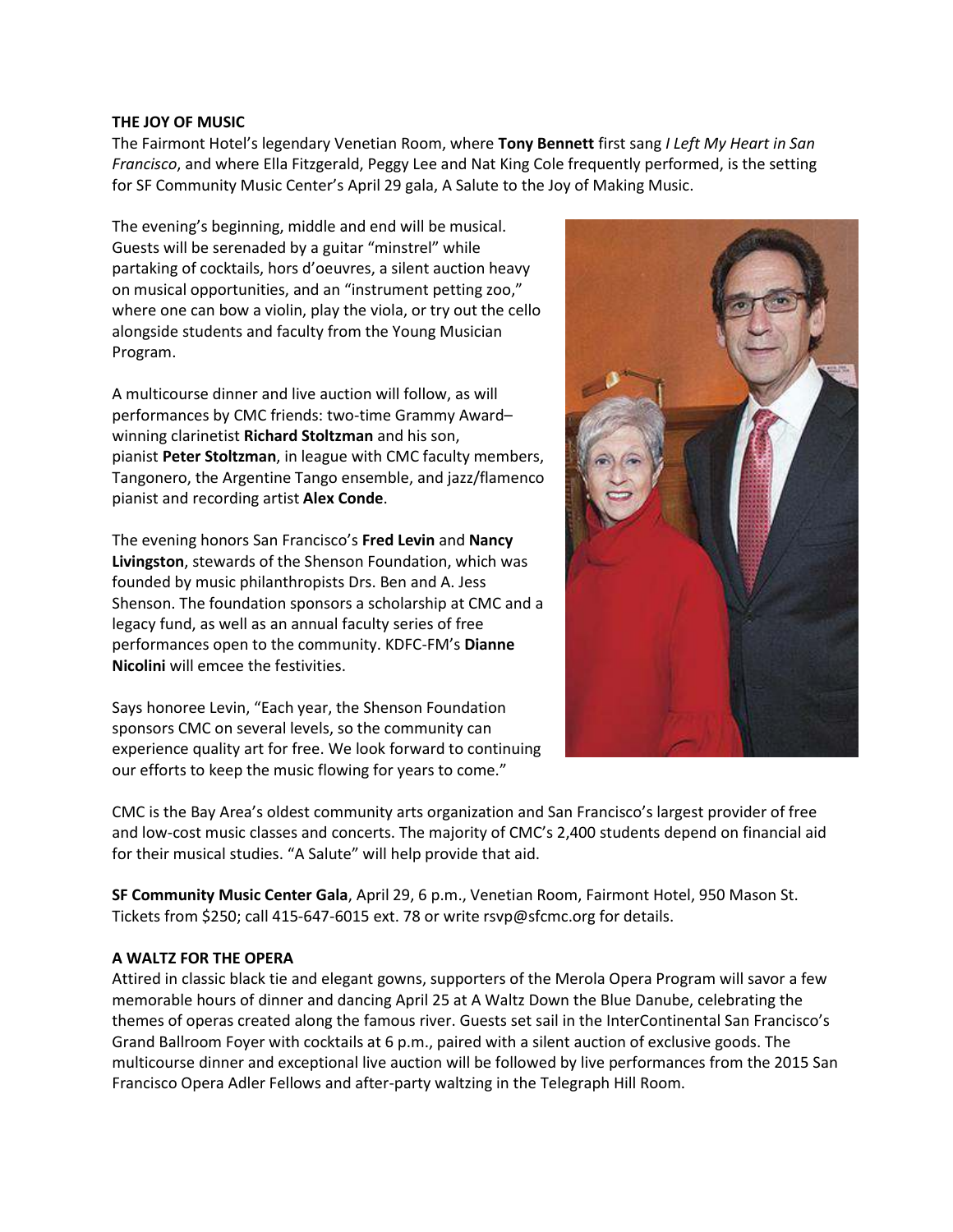**THE JOY OF MUSIC**

The Fairmont Hotel's legendary Venetian Room, where **Tony Bennett** first sang *I Left My Heart in San Francisco*, and where Ella Fitzgerald, Peggy Lee and Nat King Cole frequently performed, is the setting for SF Community Music Center's April 29 gala, A Salute to the Joy of Making Music.

The evening's beginning, middle and end will be musical. Guests will be serenaded by a guitar "minstrel" while partaking of cocktails, hors d'oeuvres, a silent auction heavy on musical opportunities, and an "instrument petting zoo," where one can bow a violin, play the viola, or try out the cello alongside students and faculty from the Young Musician Program.

A multicourse dinner and live auction will follow, as will performances by CMC friends: two-time Grammy Award–winning clarinetist **Richard Stoltzman** and his son, pianist **Peter Stoltzman**, in league with CMC faculty members, Tangonero, the Argentine Tango ensemble, and jazz/flamenco pianist and recording artist **Alex Conde**.

The evening honors San Francisco's **Fred Levin** and **Nancy Livingston**, stewards of the Shenson Foundation, which was founded by music philanthropists Drs. Ben and A. Jess Shenson. The foundation sponsors a scholarship at CMC and a legacy fund, as well as an annual faculty series of free performances open to the community. KDFC-FM's **Dianne Nicolini** will emcee the festivities.

Says honoree Levin, "Each year, the Shenson Foundation sponsors CMC on several levels, so the community can experience quality art for free. We look forward to continuing our efforts to keep the music flowing for years to come."

CMC is the Bay Area's oldest community arts organization and San Francisco's largest provider of free and low-cost music classes and concerts. The majority of CMC's 2,400 students depend on financial aid for their musical studies. "A Salute" will help provide that aid.

**SF Community Music Center Gala**, April 29, 6 p.m., Venetian Room, Fairmont Hotel, 950 Mason St. Tickets from $250; call 415-647-6015 ext. 78 or write rsvp@sfcmc.org for details.

**A WALTZ FOR THE OPERA**

Attired in classic black tie and elegant gowns, supporters of the Merola Opera Program will savor a few memorable hours of dinner and dancing April 25 at A Waltz Down the Blue Danube, celebrating the themes of operas created along the famous river. Guests set sail in the InterContinental San Francisco's Grand Ballroom Foyer with cocktails at 6 p.m., paired with a silent auction of exclusive goods. The multicourse dinner and exceptional live auction will be followed by live performances from the 2015 San Francisco Opera Adler Fellows and after-party waltzing in the Telegraph Hill Room.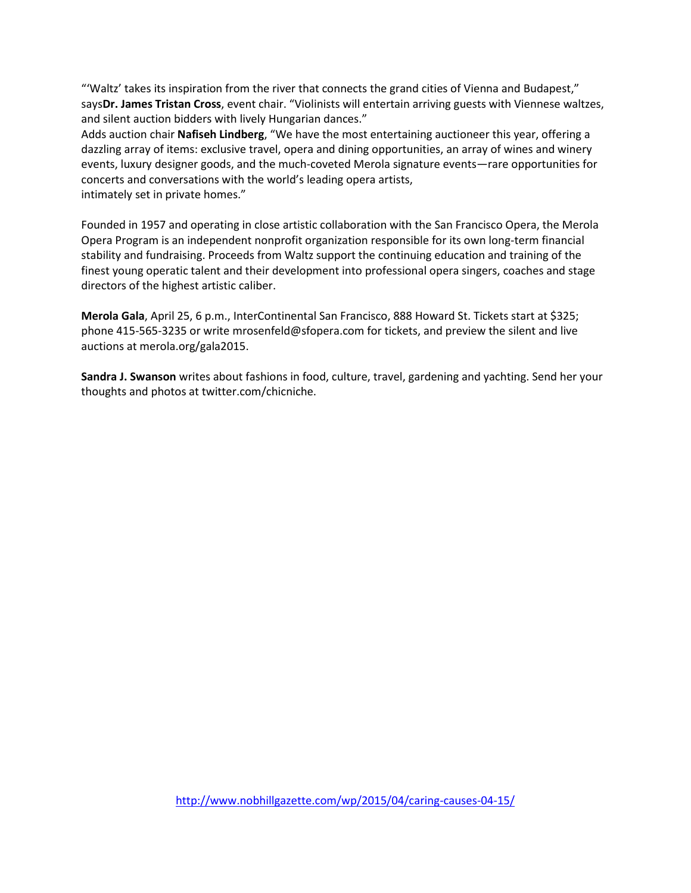"'Waltz' takes its inspiration from the river that connects the grand cities of Vienna and Budapest," says**Dr. James Tristan Cross**, event chair. "Violinists will entertain arriving guests with Viennese waltzes, and silent auction bidders with lively Hungarian dances."
Adds auction chair **Nafiseh Lindberg**, "We have the most entertaining auctioneer this year, offering a dazzling array of items: exclusive travel, opera and dining opportunities, an array of wines and winery events, luxury designer goods, and the much-coveted Merola signature events—rare opportunities for concerts and conversations with the world's leading opera artists,
intimately set in private homes."

Founded in 1957 and operating in close artistic collaboration with the San Francisco Opera, the Merola Opera Program is an independent nonprofit organization responsible for its own long-term financial stability and fundraising. Proceeds from Waltz support the continuing education and training of the finest young operatic talent and their development into professional opera singers, coaches and stage directors of the highest artistic caliber.

**Merola Gala**, April 25, 6 p.m., InterContinental San Francisco, 888 Howard St. Tickets start at $325; phone 415-565-3235 or write mrosenfeld@sfopera.com for tickets, and preview the silent and live auctions at merola.org/gala2015.

**Sandra J. Swanson** writes about fashions in food, culture, travel, gardening and yachting. Send her your thoughts and photos at twitter.com/chicniche.

http://www.nobhillgazette.com/wp/2015/04/caring-causes-04-15/